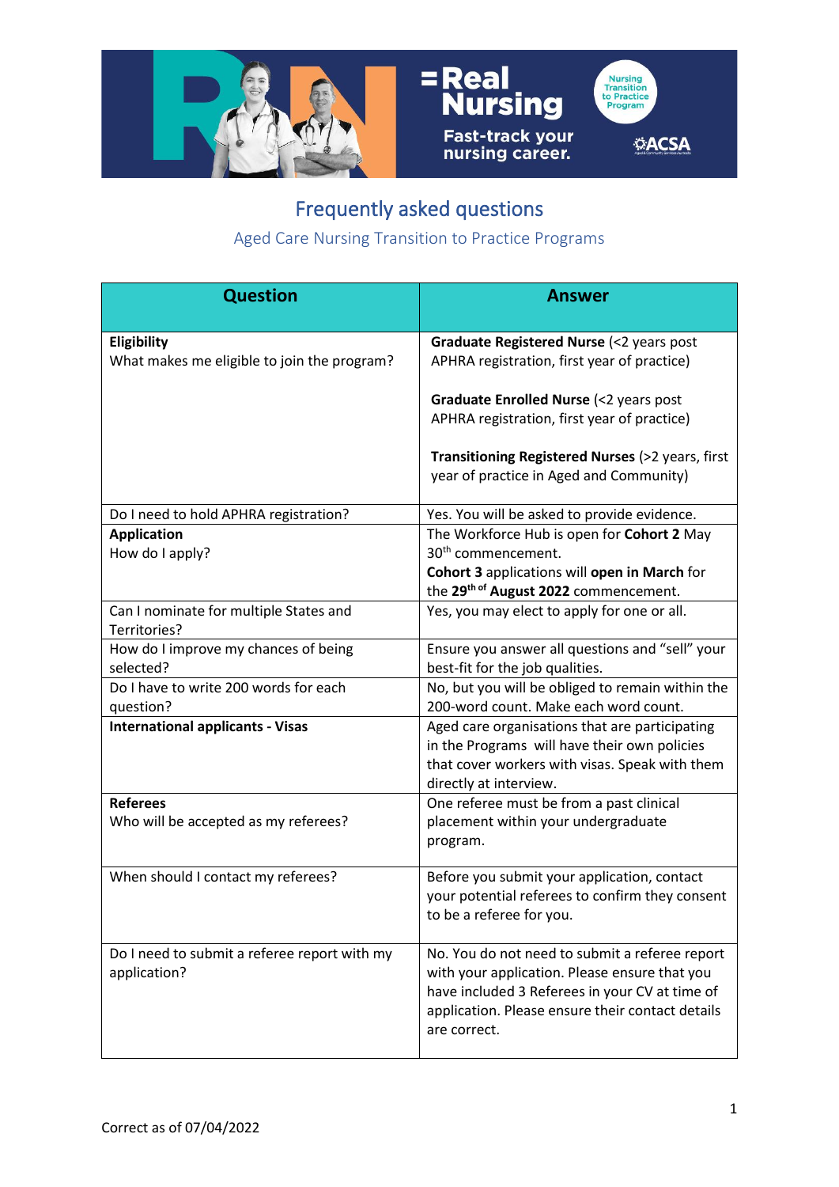# Frequently asked questions

## Aged Care Nursing Transition to Practice Programs

| Question | Answer |
| --- | --- |
| **Eligibility**<br>What makes me eligible to join the program? | **Graduate Registered Nurse** (<2 years post APHRA registration, first year of practice)<br><br>**Graduate Enrolled Nurse** (<2 years post APHRA registration, first year of practice)<br><br>**Transitioning Registered Nurses** (>2 years, first year of practice in Aged and Community) |
| Do I need to hold APHRA registration? | Yes. You will be asked to provide evidence. |
| **Application**<br>How do I apply? | The Workforce Hub is open for **Cohort 2** May 30th commencement.<br>**Cohort 3** applications will **open in March** for the **29th of August 2022** commencement. |
| Can I nominate for multiple States and Territories? | Yes, you may elect to apply for one or all. |
| How do I improve my chances of being selected? | Ensure you answer all questions and "sell" your best-fit for the job qualities. |
| Do I have to write 200 words for each question? | No, but you will be obliged to remain within the 200-word count. Make each word count. |
| **International applicants - Visas** | Aged care organisations that are participating in the Programs will have their own policies that cover workers with visas. Speak with them directly at interview. |
| **Referees**<br>Who will be accepted as my referees? | One referee must be from a past clinical placement within your undergraduate program. |
| When should I contact my referees? | Before you submit your application, contact your potential referees to confirm they consent to be a referee for you. |
| Do I need to submit a referee report with my application? | No. You do not need to submit a referee report with your application. Please ensure that you have included 3 Referees in your CV at time of application. Please ensure their contact details are correct. |

Correct as of 07/04/2022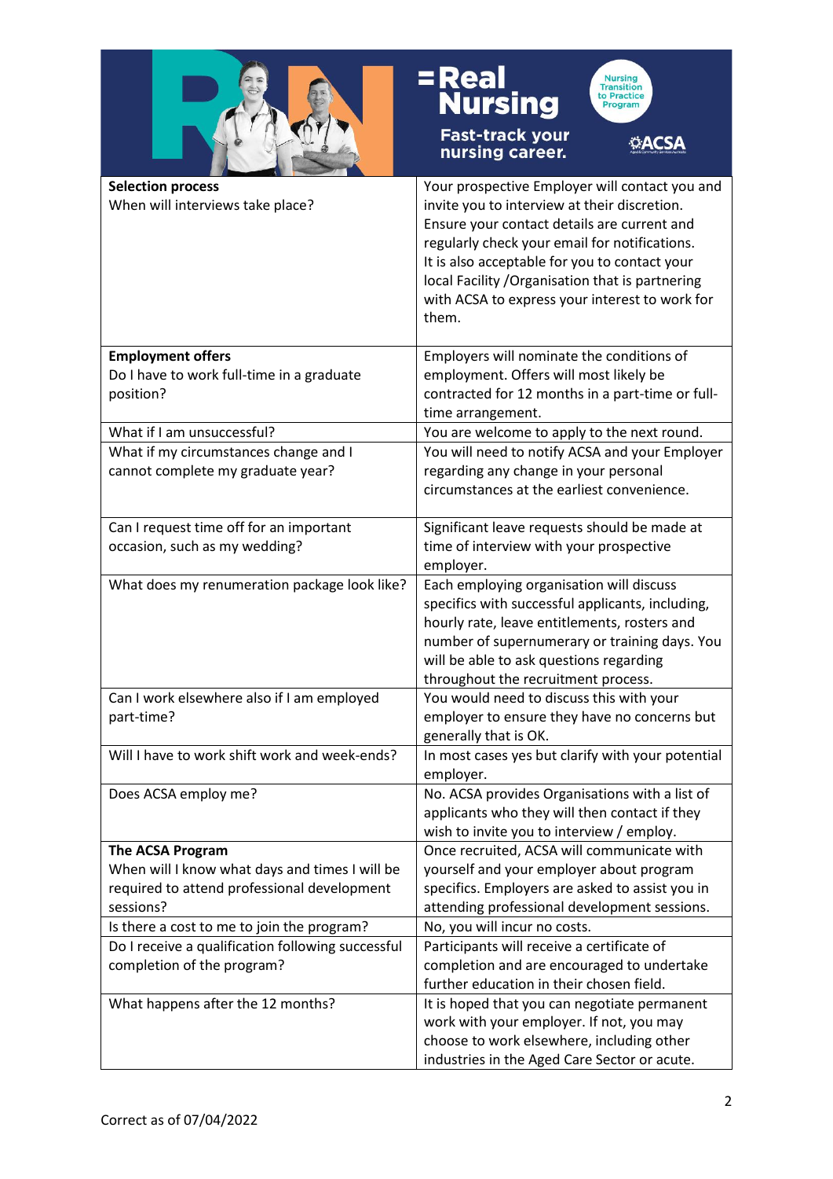**=Real Nursing**

**Fast-track your nursing career.**

Nursing Transition to Practice Program

ACSA

| **Selection process** When will interviews take place? | Your prospective Employer will contact you and invite you to interview at their discretion. Ensure your contact details are current and regularly check your email for notifications. It is also acceptable for you to contact your local Facility /Organisation that is partnering with ACSA to express your interest to work for them. |
| --- | --- |
| **Employment offers** Do I have to work full-time in a graduate position? | Employers will nominate the conditions of employment. Offers will most likely be contracted for 12 months in a part-time or full-time arrangement. |
| What if I am unsuccessful? | You are welcome to apply to the next round. |
| What if my circumstances change and I cannot complete my graduate year? | You will need to notify ACSA and your Employer regarding any change in your personal circumstances at the earliest convenience. |
| Can I request time off for an important occasion, such as my wedding? | Significant leave requests should be made at time of interview with your prospective employer. |
| What does my renumeration package look like? | Each employing organisation will discuss specifics with successful applicants, including, hourly rate, leave entitlements, rosters and number of supernumerary or training days. You will be able to ask questions regarding throughout the recruitment process. |
| Can I work elsewhere also if I am employed part-time? | You would need to discuss this with your employer to ensure they have no concerns but generally that is OK. |
| Will I have to work shift work and week-ends? | In most cases yes but clarify with your potential employer. |
| Does ACSA employ me? | No. ACSA provides Organisations with a list of applicants who they will then contact if they wish to invite you to interview / employ. |
| **The ACSA Program** When will I know what days and times I will be required to attend professional development sessions? | Once recruited, ACSA will communicate with yourself and your employer about program specifics. Employers are asked to assist you in attending professional development sessions. |
| Is there a cost to me to join the program? | No, you will incur no costs. |
| Do I receive a qualification following successful completion of the program? | Participants will receive a certificate of completion and are encouraged to undertake further education in their chosen field. |
| What happens after the 12 months? | It is hoped that you can negotiate permanent work with your employer. If not, you may choose to work elsewhere, including other industries in the Aged Care Sector or acute. |

Correct as of 07/04/2022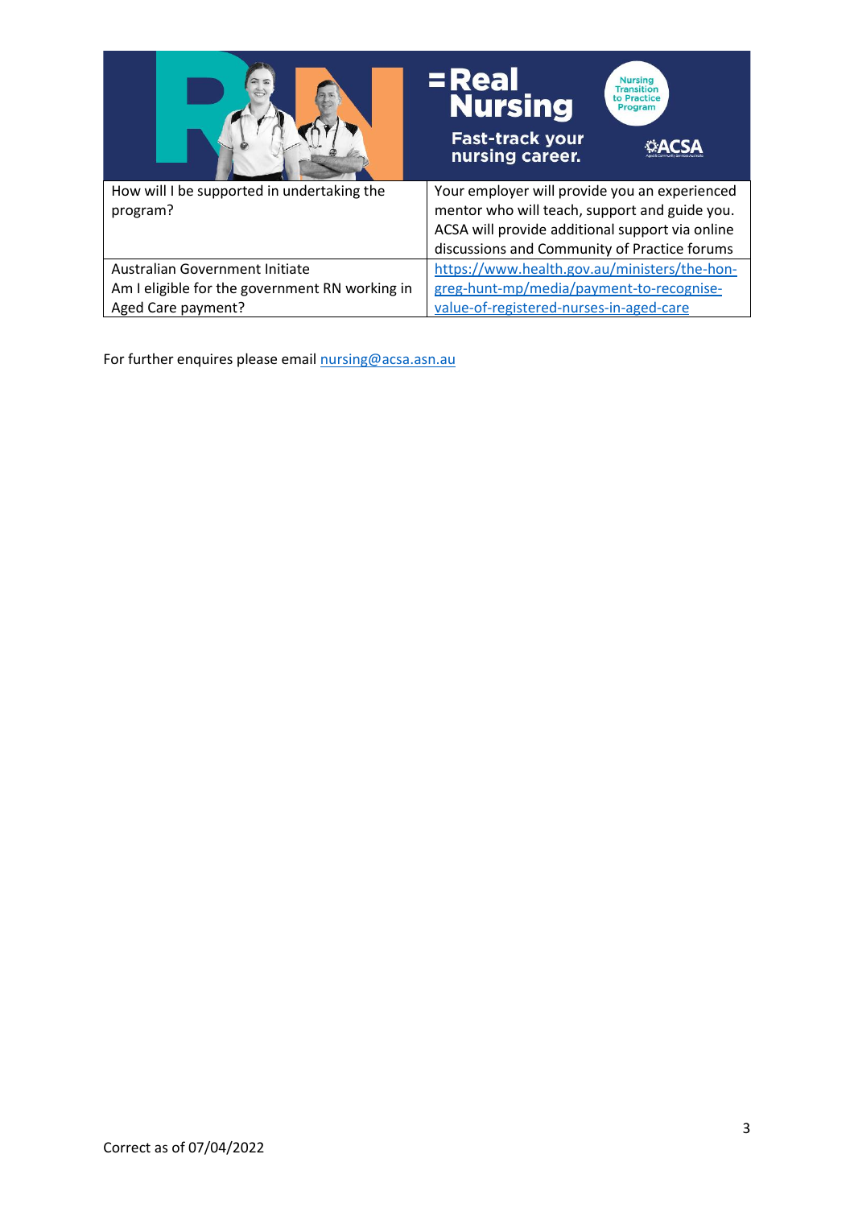| | |
|---|---|
| How will I be supported in undertaking the program? | Your employer will provide you an experienced mentor who will teach, support and guide you. ACSA will provide additional support via online discussions and Community of Practice forums |
| Australian Government Initiate<br>Am I eligible for the government RN working in Aged Care payment? | [https://www.health.gov.au/ministers/the-hon-greg-hunt-mp/media/payment-to-recognise-value-of-registered-nurses-in-aged-care](https://www.health.gov.au/ministers/the-hon-greg-hunt-mp/media/payment-to-recognise-value-of-registered-nurses-in-aged-care) |

For further enquires please email [nursing@acsa.asn.au](mailto:nursing@acsa.asn.au)

Correct as of 07/04/2022